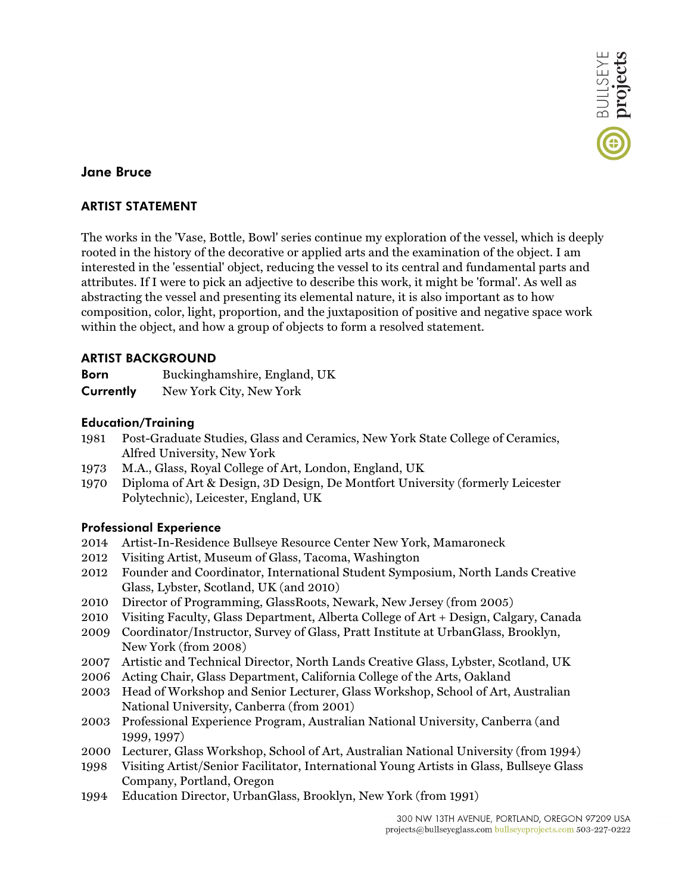# Jane Bruce

## ARTIST STATEMENT

The works in the 'Vase, Bottle, Bowl' series continue my exploration of the vessel, which is deeply rooted in the history of the decorative or applied arts and the examination of the object. I am interested in the 'essential' object, reducing the vessel to its central and fundamental parts and attributes. If I were to pick an adjective to describe this work, it might be 'formal'. As well as abstracting the vessel and presenting its elemental nature, it is also important as to how composition, color, light, proportion, and the juxtaposition of positive and negative space work within the object, and how a group of objects to form a resolved statement.

## ARTIST BACKGROUND

**Born** Buckinghamshire, England, UK
**Currently** New York City, New York

### Education/Training

- 1981 Post-Graduate Studies, Glass and Ceramics, New York State College of Ceramics, Alfred University, New York
- 1973 M.A., Glass, Royal College of Art, London, England, UK
- 1970 Diploma of Art & Design, 3D Design, De Montfort University (formerly Leicester Polytechnic), Leicester, England, UK

### Professional Experience

- 2014 Artist-In-Residence Bullseye Resource Center New York, Mamaroneck
- 2012 Visiting Artist, Museum of Glass, Tacoma, Washington
- 2012 Founder and Coordinator, International Student Symposium, North Lands Creative Glass, Lybster, Scotland, UK (and 2010)
- 2010 Director of Programming, GlassRoots, Newark, New Jersey (from 2005)
- 2010 Visiting Faculty, Glass Department, Alberta College of Art + Design, Calgary, Canada
- 2009 Coordinator/Instructor, Survey of Glass, Pratt Institute at UrbanGlass, Brooklyn, New York (from 2008)
- 2007 Artistic and Technical Director, North Lands Creative Glass, Lybster, Scotland, UK
- 2006 Acting Chair, Glass Department, California College of the Arts, Oakland
- 2003 Head of Workshop and Senior Lecturer, Glass Workshop, School of Art, Australian National University, Canberra (from 2001)
- 2003 Professional Experience Program, Australian National University, Canberra (and 1999, 1997)
- 2000 Lecturer, Glass Workshop, School of Art, Australian National University (from 1994)
- 1998 Visiting Artist/Senior Facilitator, International Young Artists in Glass, Bullseye Glass Company, Portland, Oregon
- 1994 Education Director, UrbanGlass, Brooklyn, New York (from 1991)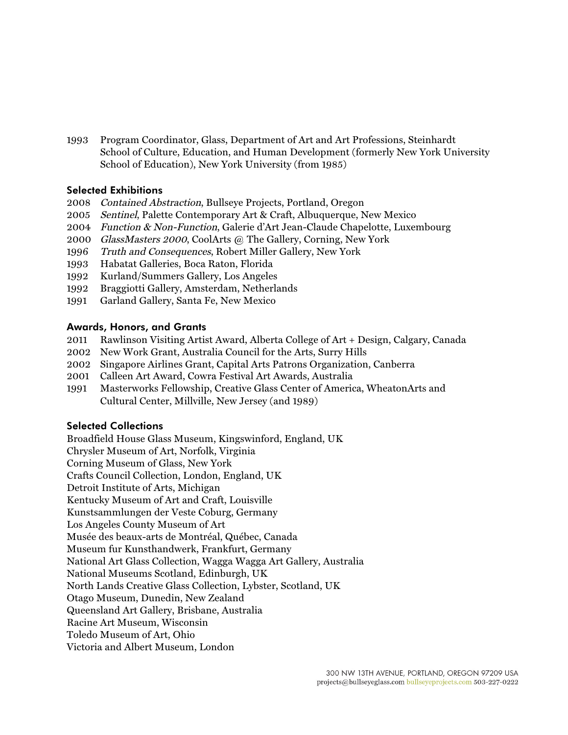1993 Program Coordinator, Glass, Department of Art and Art Professions, Steinhardt School of Culture, Education, and Human Development (formerly New York University School of Education), New York University (from 1985)

## Selected Exhibitions

2008 *Contained Abstraction*, Bullseye Projects, Portland, Oregon
2005 *Sentinel*, Palette Contemporary Art & Craft, Albuquerque, New Mexico
2004 *Function & Non-Function*, Galerie d'Art Jean-Claude Chapelotte, Luxembourg
2000 *GlassMasters 2000*, CoolArts @ The Gallery, Corning, New York
1996 *Truth and Consequences*, Robert Miller Gallery, New York
1993 Habatat Galleries, Boca Raton, Florida
1992 Kurland/Summers Gallery, Los Angeles
1992 Braggiotti Gallery, Amsterdam, Netherlands
1991 Garland Gallery, Santa Fe, New Mexico

## Awards, Honors, and Grants

2011 Rawlinson Visiting Artist Award, Alberta College of Art + Design, Calgary, Canada
2002 New Work Grant, Australia Council for the Arts, Surry Hills
2002 Singapore Airlines Grant, Capital Arts Patrons Organization, Canberra
2001 Calleen Art Award, Cowra Festival Art Awards, Australia
1991 Masterworks Fellowship, Creative Glass Center of America, WheatonArts and Cultural Center, Millville, New Jersey (and 1989)

## Selected Collections

Broadfield House Glass Museum, Kingswinford, England, UK
Chrysler Museum of Art, Norfolk, Virginia
Corning Museum of Glass, New York
Crafts Council Collection, London, England, UK
Detroit Institute of Arts, Michigan
Kentucky Museum of Art and Craft, Louisville
Kunstsammlungen der Veste Coburg, Germany
Los Angeles County Museum of Art
Musée des beaux-arts de Montréal, Québec, Canada
Museum fur Kunsthandwerk, Frankfurt, Germany
National Art Glass Collection, Wagga Wagga Art Gallery, Australia
National Museums Scotland, Edinburgh, UK
North Lands Creative Glass Collection, Lybster, Scotland, UK
Otago Museum, Dunedin, New Zealand
Queensland Art Gallery, Brisbane, Australia
Racine Art Museum, Wisconsin
Toledo Museum of Art, Ohio
Victoria and Albert Museum, London